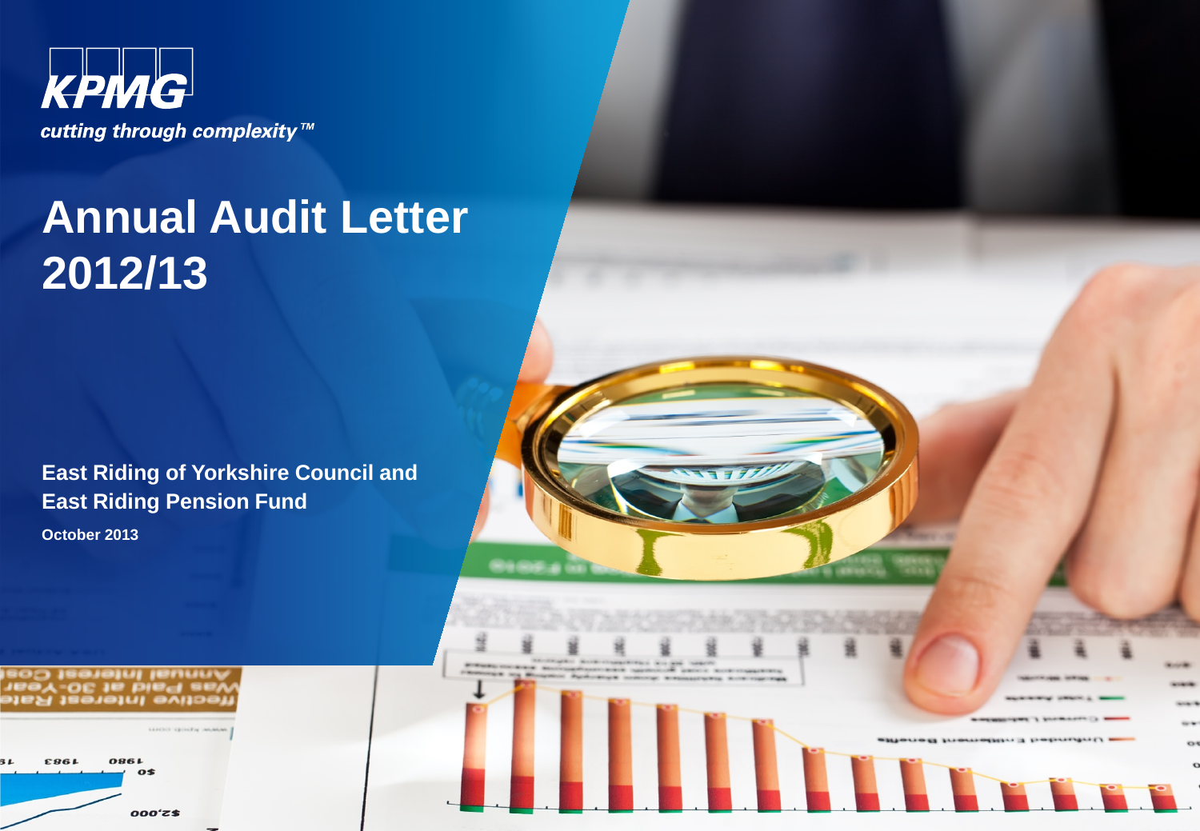KPMG

*cutting through complexity™*

# Annual Audit Letter 2012/13

**East Riding of Yorkshire Council and East Riding Pension Fund**

**October 2013**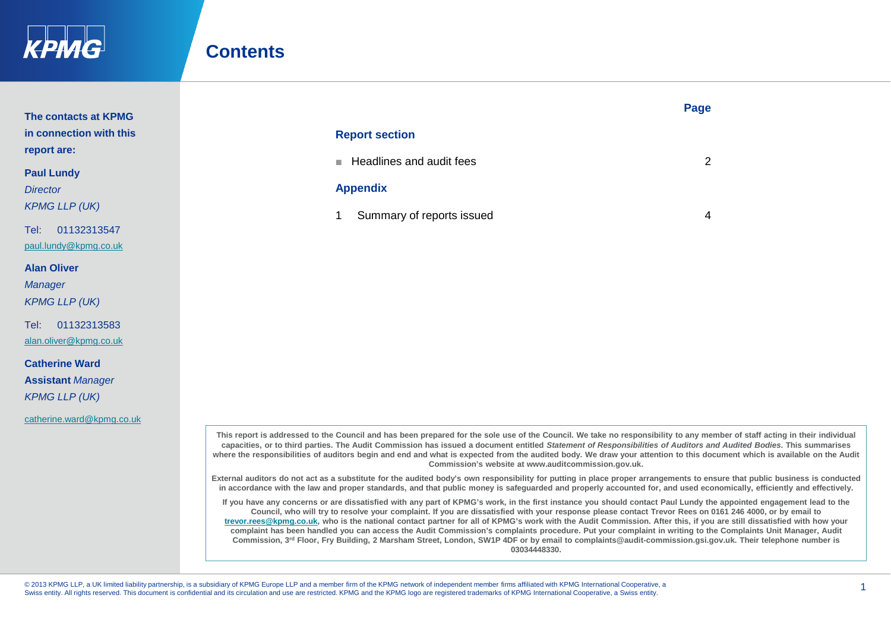# Contents

| | Page |
|---|---|
| **Report section** | |
| ■ Headlines and audit fees | 2 |
| **Appendix** | |
| 1 Summary of reports issued | 4 |

**The contacts at KPMG in connection with this report are:**

**Paul Lundy**
*Director*
*KPMG LLP (UK)*

Tel: 01132313547
paul.lundy@kpmg.co.uk

**Alan Oliver**
*Manager*
*KPMG LLP (UK)*

Tel: 01132313583
alan.oliver@kpmg.co.uk

**Catherine Ward**
**Assistant** *Manager*
*KPMG LLP (UK)*

catherine.ward@kpmg.co.uk

**This report is addressed to the Council and has been prepared for the sole use of the Council. We take no responsibility to any member of staff acting in their individual capacities, or to third parties. The Audit Commission has issued a document entitled *Statement of Responsibilities of Auditors and Audited Bodies*. This summarises where the responsibilities of auditors begin and end and what is expected from the audited body. We draw your attention to this document which is available on the Audit Commission's website at www.auditcommission.gov.uk.**

**External auditors do not act as a substitute for the audited body's own responsibility for putting in place proper arrangements to ensure that public business is conducted in accordance with the law and proper standards, and that public money is safeguarded and properly accounted for, and used economically, efficiently and effectively.**

**If you have any concerns or are dissatisfied with any part of KPMG's work, in the first instance you should contact Paul Lundy the appointed engagement lead to the Council, who will try to resolve your complaint. If you are dissatisfied with your response please contact Trevor Rees on 0161 246 4000, or by email to trevor.rees@kpmg.co.uk, who is the national contact partner for all of KPMG's work with the Audit Commission. After this, if you are still dissatisfied with how your complaint has been handled you can access the Audit Commission's complaints procedure. Put your complaint in writing to the Complaints Unit Manager, Audit Commission, 3rd Floor, Fry Building, 2 Marsham Street, London, SW1P 4DF or by email to complaints@audit-commission.gsi.gov.uk. Their telephone number is 03034448330.**

© 2013 KPMG LLP, a UK limited liability partnership, is a subsidiary of KPMG Europe LLP and a member firm of the KPMG network of independent member firms affiliated with KPMG International Cooperative, a Swiss entity. All rights reserved. This document is confidential and its circulation and use are restricted. KPMG and the KPMG logo are registered trademarks of KPMG International Cooperative, a Swiss entity.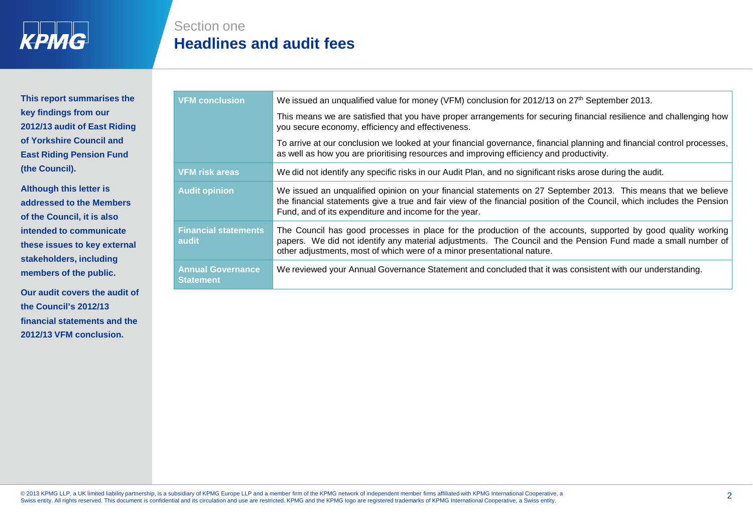Section one

# Headlines and audit fees

**This report summarises the key findings from our 2012/13 audit of East Riding of Yorkshire Council and East Riding Pension Fund (the Council).**

**Although this letter is addressed to the Members of the Council, it is also intended to communicate these issues to key external stakeholders, including members of the public.**

**Our audit covers the audit of the Council's 2012/13 financial statements and the 2012/13 VFM conclusion.**

| | |
|---|---|
| **VFM conclusion** | We issued an unqualified value for money (VFM) conclusion for 2012/13 on 27th September 2013.<br>This means we are satisfied that you have proper arrangements for securing financial resilience and challenging how you secure economy, efficiency and effectiveness.<br>To arrive at our conclusion we looked at your financial governance, financial planning and financial control processes, as well as how you are prioritising resources and improving efficiency and productivity. |
| **VFM risk areas** | We did not identify any specific risks in our Audit Plan, and no significant risks arose during the audit. |
| **Audit opinion** | We issued an unqualified opinion on your financial statements on 27 September 2013. This means that we believe the financial statements give a true and fair view of the financial position of the Council, which includes the Pension Fund, and of its expenditure and income for the year. |
| **Financial statements audit** | The Council has good processes in place for the production of the accounts, supported by good quality working papers. We did not identify any material adjustments. The Council and the Pension Fund made a small number of other adjustments, most of which were of a minor presentational nature. |
| **Annual Governance Statement** | We reviewed your Annual Governance Statement and concluded that it was consistent with our understanding. |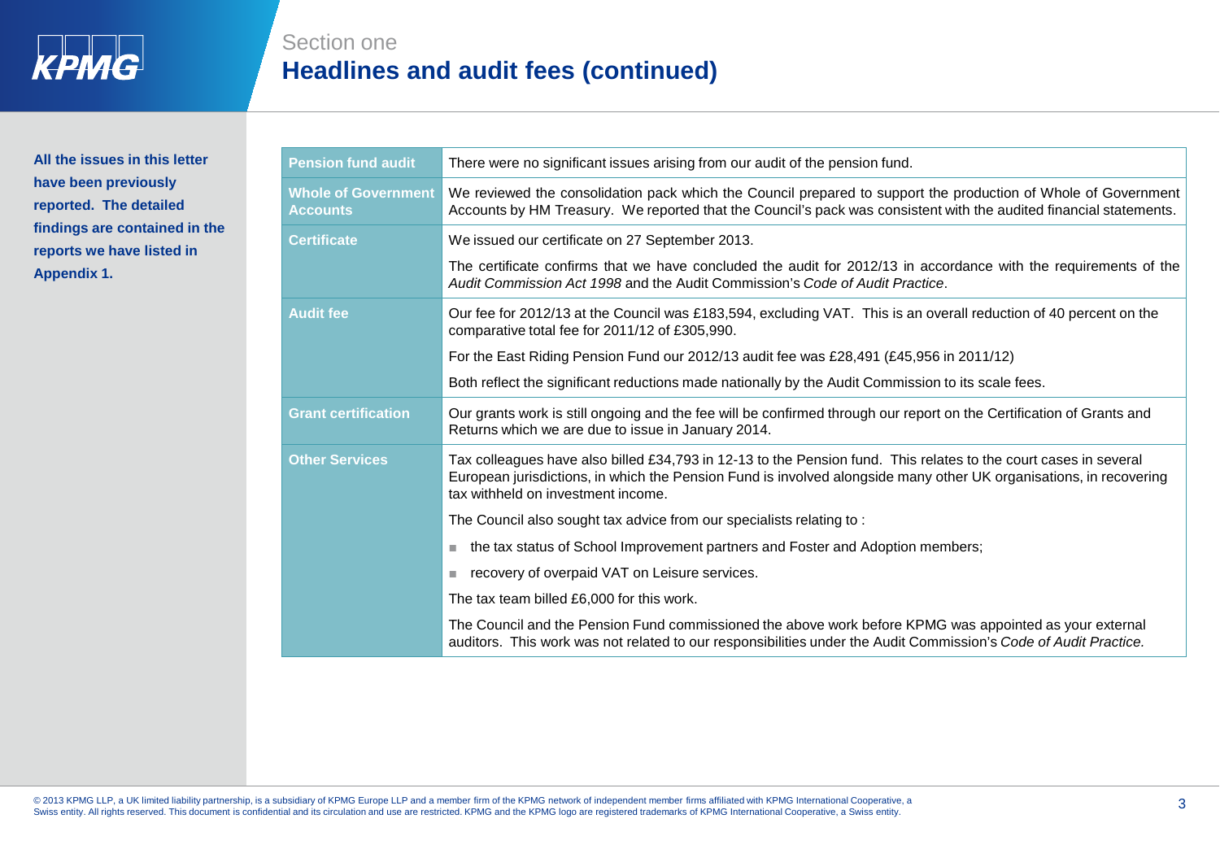Section one

# Headlines and audit fees (continued)

**All the issues in this letter have been previously reported. The detailed findings are contained in the reports we have listed in Appendix 1.**

| | |
|---|---|
| **Pension fund audit** | There were no significant issues arising from our audit of the pension fund. |
| **Whole of Government Accounts** | We reviewed the consolidation pack which the Council prepared to support the production of Whole of Government Accounts by HM Treasury. We reported that the Council's pack was consistent with the audited financial statements. |
| **Certificate** | We issued our certificate on 27 September 2013.<br><br>The certificate confirms that we have concluded the audit for 2012/13 in accordance with the requirements of the *Audit Commission Act 1998* and the Audit Commission's *Code of Audit Practice*. |
| **Audit fee** | Our fee for 2012/13 at the Council was £183,594, excluding VAT. This is an overall reduction of 40 percent on the comparative total fee for 2011/12 of £305,990.<br><br>For the East Riding Pension Fund our 2012/13 audit fee was £28,491 (£45,956 in 2011/12)<br><br>Both reflect the significant reductions made nationally by the Audit Commission to its scale fees. |
| **Grant certification** | Our grants work is still ongoing and the fee will be confirmed through our report on the Certification of Grants and Returns which we are due to issue in January 2014. |
| **Other Services** | Tax colleagues have also billed £34,793 in 12-13 to the Pension fund. This relates to the court cases in several European jurisdictions, in which the Pension Fund is involved alongside many other UK organisations, in recovering tax withheld on investment income.<br><br>The Council also sought tax advice from our specialists relating to :<br><br>■ the tax status of School Improvement partners and Foster and Adoption members;<br><br>■ recovery of overpaid VAT on Leisure services.<br><br>The tax team billed £6,000 for this work.<br><br>The Council and the Pension Fund commissioned the above work before KPMG was appointed as your external auditors. This work was not related to our responsibilities under the Audit Commission's *Code of Audit Practice.* |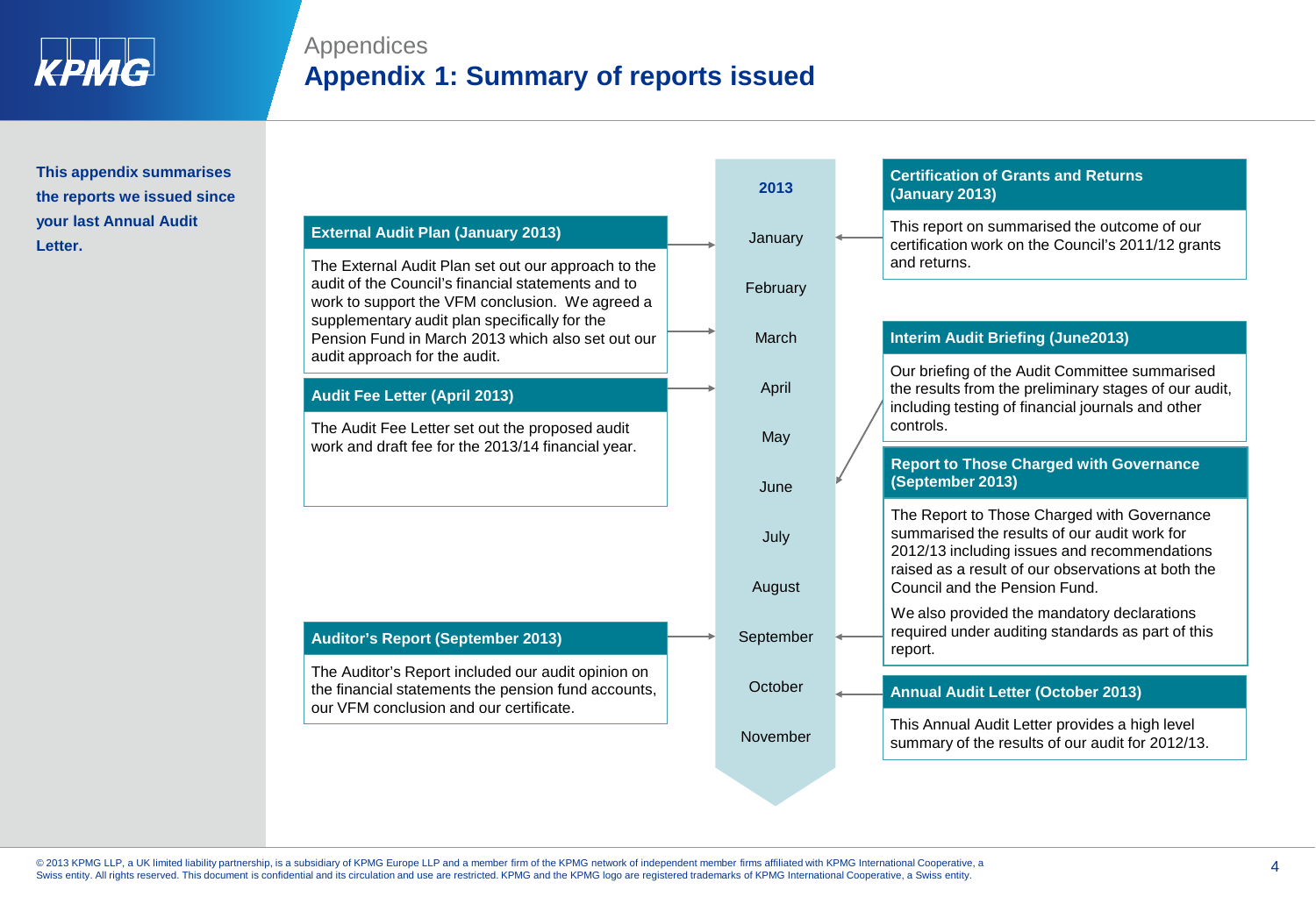Appendices

# Appendix 1: Summary of reports issued

**This appendix summarises the reports we issued since your last Annual Audit Letter.**

**2013**

- January
- February
- March
- April
- May
- June
- July
- August
- September
- October
- November

### External Audit Plan (January 2013)

The External Audit Plan set out our approach to the audit of the Council's financial statements and to work to support the VFM conclusion. We agreed a supplementary audit plan specifically for the Pension Fund in March 2013 which also set out our audit approach for the audit.

### Certification of Grants and Returns (January 2013)

This report on summarised the outcome of our certification work on the Council's 2011/12 grants and returns.

### Audit Fee Letter (April 2013)

The Audit Fee Letter set out the proposed audit work and draft fee for the 2013/14 financial year.

### Interim Audit Briefing (June2013)

Our briefing of the Audit Committee summarised the results from the preliminary stages of our audit, including testing of financial journals and other controls.

### Auditor's Report (September 2013)

The Auditor's Report included our audit opinion on the financial statements the pension fund accounts, our VFM conclusion and our certificate.

### Report to Those Charged with Governance (September 2013)

The Report to Those Charged with Governance summarised the results of our audit work for 2012/13 including issues and recommendations raised as a result of our observations at both the Council and the Pension Fund.

We also provided the mandatory declarations required under auditing standards as part of this report.

### Annual Audit Letter (October 2013)

This Annual Audit Letter provides a high level summary of the results of our audit for 2012/13.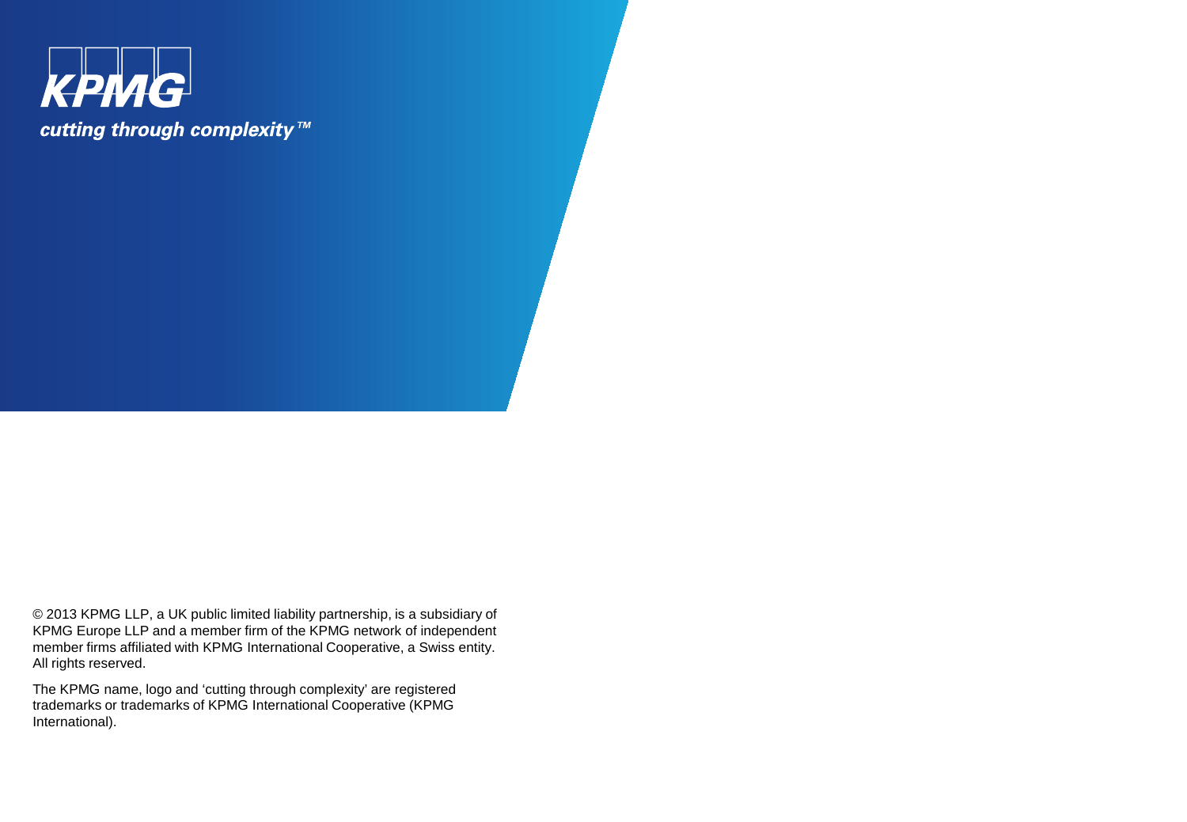KPMG

*cutting through complexity* ™

© 2013 KPMG LLP, a UK public limited liability partnership, is a subsidiary of KPMG Europe LLP and a member firm of the KPMG network of independent member firms affiliated with KPMG International Cooperative, a Swiss entity. All rights reserved.

The KPMG name, logo and 'cutting through complexity' are registered trademarks or trademarks of KPMG International Cooperative (KPMG International).